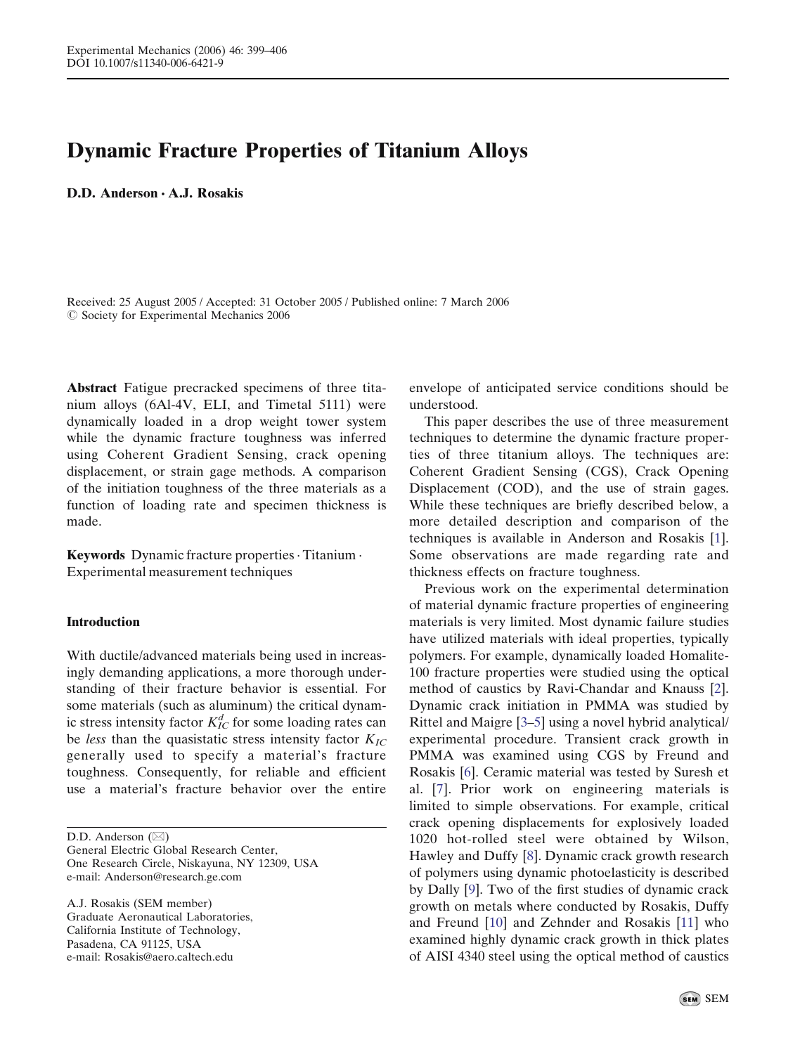# Dynamic Fracture Properties of Titanium Alloys

**D.D. Anderson · A.J. Rosakis**

Received: 25 August 2005 / Accepted: 31 October 2005 / Published online: 7 March 2006
© Society for Experimental Mechanics 2006

**Abstract** Fatigue precracked specimens of three titanium alloys (6Al-4V, ELI, and Timetal 5111) were dynamically loaded in a drop weight tower system while the dynamic fracture toughness was inferred using Coherent Gradient Sensing, crack opening displacement, or strain gage methods. A comparison of the initiation toughness of the three materials as a function of loading rate and specimen thickness is made.

**Keywords** Dynamic fracture properties · Titanium · Experimental measurement techniques

D.D. Anderson (✉)
General Electric Global Research Center,
One Research Circle, Niskayuna, NY 12309, USA
e-mail: Anderson@research.ge.com

A.J. Rosakis (SEM member)
Graduate Aeronautical Laboratories,
California Institute of Technology,
Pasadena, CA 91125, USA
e-mail: Rosakis@aero.caltech.edu

## Introduction

With ductile/advanced materials being used in increasingly demanding applications, a more thorough understanding of their fracture behavior is essential. For some materials (such as aluminum) the critical dynamic stress intensity factor $K_{IC}^{d}$ for some loading rates can be *less* than the quasistatic stress intensity factor $K_{IC}$ generally used to specify a material's fracture toughness. Consequently, for reliable and efficient use a material's fracture behavior over the entire envelope of anticipated service conditions should be understood.

This paper describes the use of three measurement techniques to determine the dynamic fracture properties of three titanium alloys. The techniques are: Coherent Gradient Sensing (CGS), Crack Opening Displacement (COD), and the use of strain gages. While these techniques are briefly described below, a more detailed description and comparison of the techniques is available in Anderson and Rosakis [1]. Some observations are made regarding rate and thickness effects on fracture toughness.

Previous work on the experimental determination of material dynamic fracture properties of engineering materials is very limited. Most dynamic failure studies have utilized materials with ideal properties, typically polymers. For example, dynamically loaded Homalite-100 fracture properties were studied using the optical method of caustics by Ravi-Chandar and Knauss [2]. Dynamic crack initiation in PMMA was studied by Rittel and Maigre [3–5] using a novel hybrid analytical/experimental procedure. Transient crack growth in PMMA was examined using CGS by Freund and Rosakis [6]. Ceramic material was tested by Suresh et al. [7]. Prior work on engineering materials is limited to simple observations. For example, critical crack opening displacements for explosively loaded 1020 hot-rolled steel were obtained by Wilson, Hawley and Duffy [8]. Dynamic crack growth research of polymers using dynamic photoelasticity is described by Dally [9]. Two of the first studies of dynamic crack growth on metals where conducted by Rosakis, Duffy and Freund [10] and Zehnder and Rosakis [11] who examined highly dynamic crack growth in thick plates of AISI 4340 steel using the optical method of caustics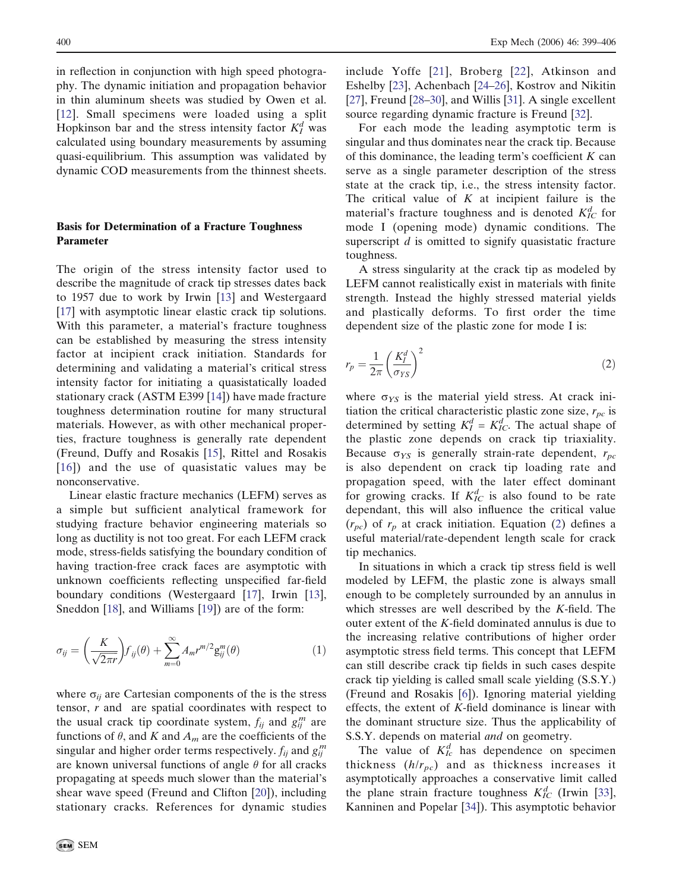in reflection in conjunction with high speed photography. The dynamic initiation and propagation behavior in thin aluminum sheets was studied by Owen et al. [12]. Small specimens were loaded using a split Hopkinson bar and the stress intensity factor $K_I^d$ was calculated using boundary measurements by assuming quasi-equilibrium. This assumption was validated by dynamic COD measurements from the thinnest sheets.

## Basis for Determination of a Fracture Toughness Parameter

The origin of the stress intensity factor used to describe the magnitude of crack tip stresses dates back to 1957 due to work by Irwin [13] and Westergaard [17] with asymptotic linear elastic crack tip solutions. With this parameter, a material's fracture toughness can be established by measuring the stress intensity factor at incipient crack initiation. Standards for determining and validating a material's critical stress intensity factor for initiating a quasistatically loaded stationary crack (ASTM E399 [14]) have made fracture toughness determination routine for many structural materials. However, as with other mechanical properties, fracture toughness is generally rate dependent (Freund, Duffy and Rosakis [15], Rittel and Rosakis [16]) and the use of quasistatic values may be nonconservative.

Linear elastic fracture mechanics (LEFM) serves as a simple but sufficient analytical framework for studying fracture behavior engineering materials so long as ductility is not too great. For each LEFM crack mode, stress-fields satisfying the boundary condition of having traction-free crack faces are asymptotic with unknown coefficients reflecting unspecified far-field boundary conditions (Westergaard [17], Irwin [13], Sneddon [18], and Williams [19]) are of the form:

$$\sigma_{ij} = \left(\frac{K}{\sqrt{2\pi r}}\right) f_{ij}(\theta) + \sum_{m=0}^{\infty} A_m r^{m/2} g_{ij}^m(\theta) \tag{1}$$

where $\sigma_{ij}$ are Cartesian components of the is the stress tensor, $r$ and are spatial coordinates with respect to the usual crack tip coordinate system, $f_{ij}$ and $g_{ij}^m$ are functions of $\theta$, and $K$ and $A_m$ are the coefficients of the singular and higher order terms respectively. $f_{ij}$ and $g_{ij}^m$ are known universal functions of angle $\theta$ for all cracks propagating at speeds much slower than the material's shear wave speed (Freund and Clifton [20]), including stationary cracks. References for dynamic studies include Yoffe [21], Broberg [22], Atkinson and Eshelby [23], Achenbach [24–26], Kostrov and Nikitin [27], Freund [28–30], and Willis [31]. A single excellent source regarding dynamic fracture is Freund [32].

For each mode the leading asymptotic term is singular and thus dominates near the crack tip. Because of this dominance, the leading term's coefficient $K$ can serve as a single parameter description of the stress state at the crack tip, i.e., the stress intensity factor. The critical value of $K$ at incipient failure is the material's fracture toughness and is denoted $K_{IC}^d$ for mode I (opening mode) dynamic conditions. The superscript $d$ is omitted to signify quasistatic fracture toughness.

A stress singularity at the crack tip as modeled by LEFM cannot realistically exist in materials with finite strength. Instead the highly stressed material yields and plastically deforms. To first order the time dependent size of the plastic zone for mode I is:

$$r_p = \frac{1}{2\pi}\left(\frac{K_I^d}{\sigma_{YS}}\right)^2 \tag{2}$$

where $\sigma_{YS}$ is the material yield stress. At crack initiation the critical characteristic plastic zone size, $r_{pc}$ is determined by setting $K_I^d = K_{IC}^d$. The actual shape of the plastic zone depends on crack tip triaxiality. Because $\sigma_{YS}$ is generally strain-rate dependent, $r_{pc}$ is also dependent on crack tip loading rate and propagation speed, with the later effect dominant for growing cracks. If $K_{IC}^d$ is also found to be rate dependant, this will also influence the critical value ($r_{pc}$) of $r_p$ at crack initiation. Equation (2) defines a useful material/rate-dependent length scale for crack tip mechanics.

In situations in which a crack tip stress field is well modeled by LEFM, the plastic zone is always small enough to be completely surrounded by an annulus in which stresses are well described by the $K$-field. The outer extent of the $K$-field dominated annulus is due to the increasing relative contributions of higher order asymptotic stress field terms. This concept that LEFM can still describe crack tip fields in such cases despite crack tip yielding is called small scale yielding (S.S.Y.) (Freund and Rosakis [6]). Ignoring material yielding effects, the extent of $K$-field dominance is linear with the dominant structure size. Thus the applicability of S.S.Y. depends on material *and* on geometry.

The value of $K_{Ic}^d$ has dependence on specimen thickness ($h/r_{pc}$) and as thickness increases it asymptotically approaches a conservative limit called the plane strain fracture toughness $K_{IC}^d$ (Irwin [33], Kanninen and Popelar [34]). This asymptotic behavior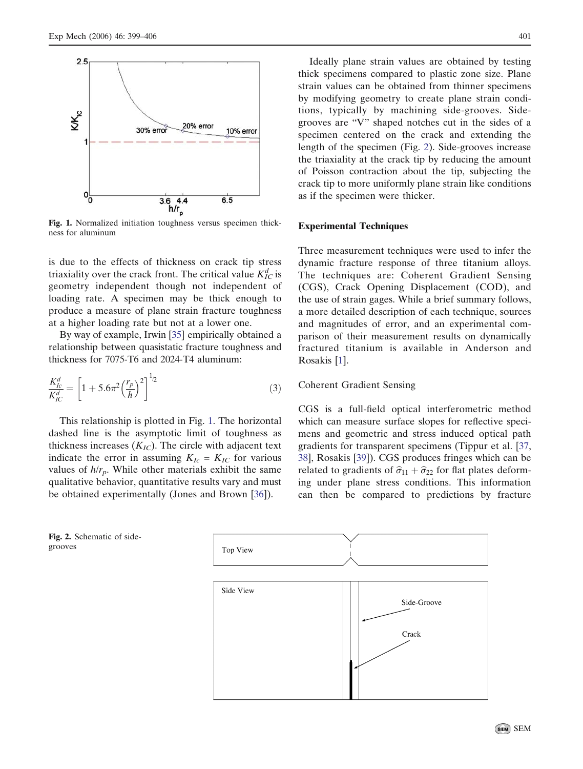Fig. 1. Normalized initiation toughness versus specimen thickness for aluminum

is due to the effects of thickness on crack tip stress triaxiality over the crack front. The critical value $K_{IC}^{d}$ is geometry independent though not independent of loading rate. A specimen may be thick enough to produce a measure of plane strain fracture toughness at a higher loading rate but not at a lower one.

By way of example, Irwin [35] empirically obtained a relationship between quasistatic fracture toughness and thickness for 7075-T6 and 2024-T4 aluminum:

$$\frac{K_{Ic}^{d}}{K_{IC}^{d}} = \left[1 + 5.6\pi^{2}\left(\frac{r_p}{h}\right)^{2}\right]^{1/2} \tag{3}$$

This relationship is plotted in Fig. 1. The horizontal dashed line is the asymptotic limit of toughness as thickness increases ($K_{IC}$). The circle with adjacent text indicate the error in assuming $K_{Ic} = K_{IC}$ for various values of $h/r_p$. While other materials exhibit the same qualitative behavior, quantitative results vary and must be obtained experimentally (Jones and Brown [36]).

Ideally plane strain values are obtained by testing thick specimens compared to plastic zone size. Plane strain values can be obtained from thinner specimens by modifying geometry to create plane strain conditions, typically by machining side-grooves. Side-grooves are "V" shaped notches cut in the sides of a specimen centered on the crack and extending the length of the specimen (Fig. 2). Side-grooves increase the triaxiality at the crack tip by reducing the amount of Poisson contraction about the tip, subjecting the crack tip to more uniformly plane strain like conditions as if the specimen were thicker.

## Experimental Techniques

Three measurement techniques were used to infer the dynamic fracture response of three titanium alloys. The techniques are: Coherent Gradient Sensing (CGS), Crack Opening Displacement (COD), and the use of strain gages. While a brief summary follows, a more detailed description of each technique, sources and magnitudes of error, and an experimental comparison of their measurement results on dynamically fractured titanium is available in Anderson and Rosakis [1].

### Coherent Gradient Sensing

CGS is a full-field optical interferometric method which can measure surface slopes for reflective specimens and geometric and stress induced optical path gradients for transparent specimens (Tippur et al. [37, 38], Rosakis [39]). CGS produces fringes which can be related to gradients of $\hat{\sigma}_{11} + \hat{\sigma}_{22}$ for flat plates deforming under plane stress conditions. This information can then be compared to predictions by fracture

Fig. 2. Schematic of side-grooves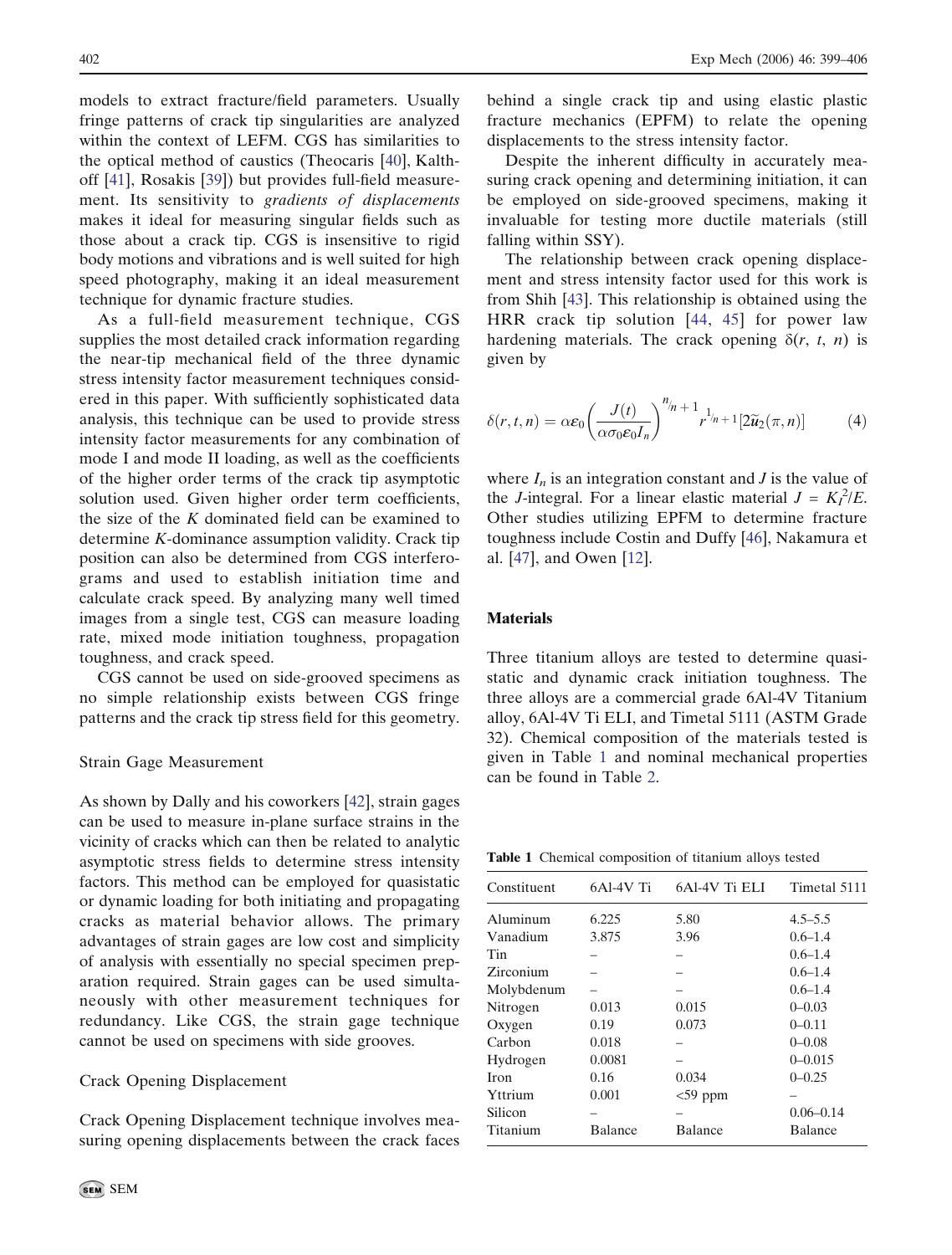models to extract fracture/field parameters. Usually fringe patterns of crack tip singularities are analyzed within the context of LEFM. CGS has similarities to the optical method of caustics (Theocaris [40], Kalthoff [41], Rosakis [39]) but provides full-field measurement. Its sensitivity to *gradients of displacements* makes it ideal for measuring singular fields such as those about a crack tip. CGS is insensitive to rigid body motions and vibrations and is well suited for high speed photography, making it an ideal measurement technique for dynamic fracture studies.

As a full-field measurement technique, CGS supplies the most detailed crack information regarding the near-tip mechanical field of the three dynamic stress intensity factor measurement techniques considered in this paper. With sufficiently sophisticated data analysis, this technique can be used to provide stress intensity factor measurements for any combination of mode I and mode II loading, as well as the coefficients of the higher order terms of the crack tip asymptotic solution used. Given higher order term coefficients, the size of the $K$ dominated field can be examined to determine $K$-dominance assumption validity. Crack tip position can also be determined from CGS interferograms and used to establish initiation time and calculate crack speed. By analyzing many well timed images from a single test, CGS can measure loading rate, mixed mode initiation toughness, propagation toughness, and crack speed.

CGS cannot be used on side-grooved specimens as no simple relationship exists between CGS fringe patterns and the crack tip stress field for this geometry.

### Strain Gage Measurement

As shown by Dally and his coworkers [42], strain gages can be used to measure in-plane surface strains in the vicinity of cracks which can then be related to analytic asymptotic stress fields to determine stress intensity factors. This method can be employed for quasistatic or dynamic loading for both initiating and propagating cracks as material behavior allows. The primary advantages of strain gages are low cost and simplicity of analysis with essentially no special specimen preparation required. Strain gages can be used simultaneously with other measurement techniques for redundancy. Like CGS, the strain gage technique cannot be used on specimens with side grooves.

### Crack Opening Displacement

Crack Opening Displacement technique involves measuring opening displacements between the crack faces behind a single crack tip and using elastic plastic fracture mechanics (EPFM) to relate the opening displacements to the stress intensity factor.

Despite the inherent difficulty in accurately measuring crack opening and determining initiation, it can be employed on side-grooved specimens, making it invaluable for testing more ductile materials (still falling within SSY).

The relationship between crack opening displacement and stress intensity factor used for this work is from Shih [43]. This relationship is obtained using the HRR crack tip solution [44, 45] for power law hardening materials. The crack opening $\delta(r, t, n)$ is given by

$$\delta(r,t,n) = \alpha\varepsilon_0\left(\frac{J(t)}{\alpha\sigma_0\varepsilon_0 I_n}\right)^{n/n+1} r^{1/n+1}[2\tilde{u}_2(\pi,n)] \tag{4}$$

where $I_n$ is an integration constant and $J$ is the value of the $J$-integral. For a linear elastic material $J = K_I^2/E$. Other studies utilizing EPFM to determine fracture toughness include Costin and Duffy [46], Nakamura et al. [47], and Owen [12].

## Materials

Three titanium alloys are tested to determine quasi-static and dynamic crack initiation toughness. The three alloys are a commercial grade 6Al-4V Titanium alloy, 6Al-4V Ti ELI, and Timetal 5111 (ASTM Grade 32). Chemical composition of the materials tested is given in Table 1 and nominal mechanical properties can be found in Table 2.

**Table 1** Chemical composition of titanium alloys tested

| Constituent | 6Al-4V Ti | 6Al-4V Ti ELI | Timetal 5111 |
|---|---|---|---|
| Aluminum | 6.225 | 5.80 | 4.5–5.5 |
| Vanadium | 3.875 | 3.96 | 0.6–1.4 |
| Tin | – | – | 0.6–1.4 |
| Zirconium | – | – | 0.6–1.4 |
| Molybdenum | – | – | 0.6–1.4 |
| Nitrogen | 0.013 | 0.015 | 0–0.03 |
| Oxygen | 0.19 | 0.073 | 0–0.11 |
| Carbon | 0.018 | – | 0–0.08 |
| Hydrogen | 0.0081 | – | 0–0.015 |
| Iron | 0.16 | 0.034 | 0–0.25 |
| Yttrium | 0.001 | <59 ppm | – |
| Silicon | – | – | 0.06–0.14 |
| Titanium | Balance | Balance | Balance |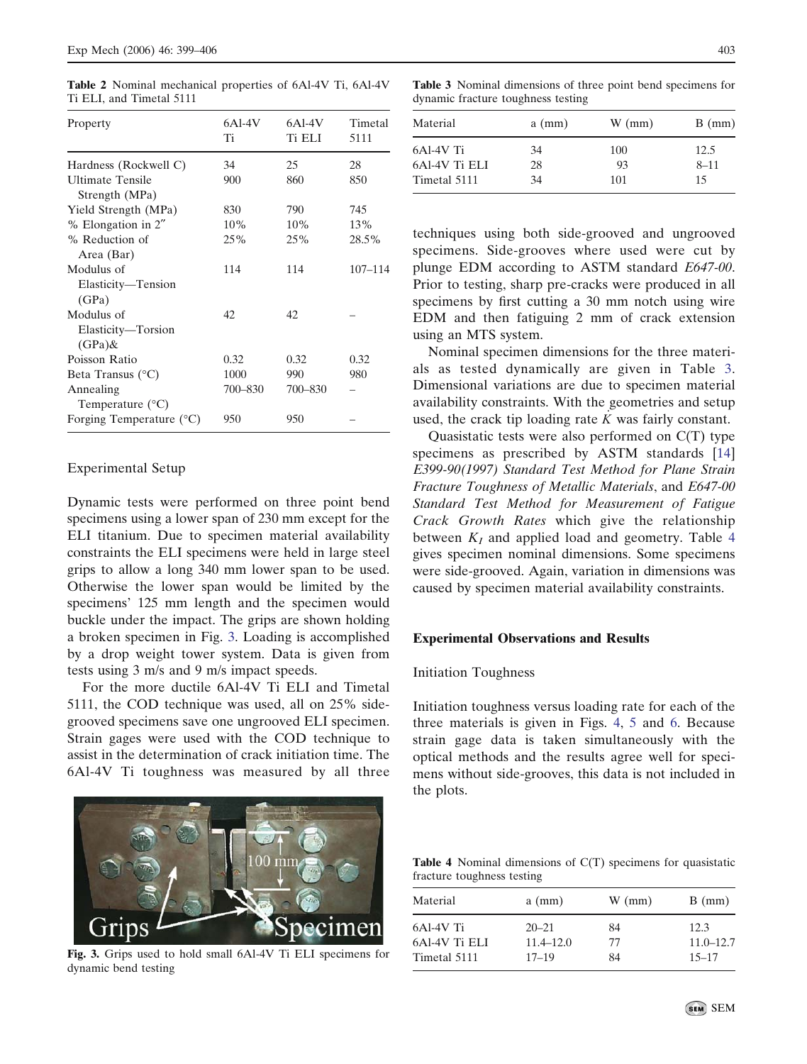**Table 2** Nominal mechanical properties of 6Al-4V Ti, 6Al-4V Ti ELI, and Timetal 5111

| Property | 6Al-4V Ti | 6Al-4V Ti ELI | Timetal 5111 |
|---|---|---|---|
| Hardness (Rockwell C) | 34 | 25 | 28 |
| Ultimate Tensile Strength (MPa) | 900 | 860 | 850 |
| Yield Strength (MPa) | 830 | 790 | 745 |
| % Elongation in 2″ | 10% | 10% | 13% |
| % Reduction of Area (Bar) | 25% | 25% | 28.5% |
| Modulus of Elasticity—Tension (GPa) | 114 | 114 | 107–114 |
| Modulus of Elasticity—Torsion (GPa)& | 42 | 42 | – |
| Poisson Ratio | 0.32 | 0.32 | 0.32 |
| Beta Transus (°C) | 1000 | 990 | 980 |
| Annealing Temperature (°C) | 700–830 | 700–830 | – |
| Forging Temperature (°C) | 950 | 950 | – |

## Experimental Setup

Dynamic tests were performed on three point bend specimens using a lower span of 230 mm except for the ELI titanium. Due to specimen material availability constraints the ELI specimens were held in large steel grips to allow a long 340 mm lower span to be used. Otherwise the lower span would be limited by the specimens' 125 mm length and the specimen would buckle under the impact. The grips are shown holding a broken specimen in Fig. 3. Loading is accomplished by a drop weight tower system. Data is given from tests using 3 m/s and 9 m/s impact speeds.

For the more ductile 6Al-4V Ti ELI and Timetal 5111, the COD technique was used, all on 25% side-grooved specimens save one ungrooved ELI specimen. Strain gages were used with the COD technique to assist in the determination of crack initiation time. The 6Al-4V Ti toughness was measured by all three techniques using both side-grooved and ungrooved specimens. Side-grooves where used were cut by plunge EDM according to ASTM standard *E647-00*. Prior to testing, sharp pre-cracks were produced in all specimens by first cutting a 30 mm notch using wire EDM and then fatiguing 2 mm of crack extension using an MTS system.

Fig. 3. Grips used to hold small 6Al-4V Ti ELI specimens for dynamic bend testing

**Table 3** Nominal dimensions of three point bend specimens for dynamic fracture toughness testing

| Material | a (mm) | W (mm) | B (mm) |
|---|---|---|---|
| 6Al-4V Ti | 34 | 100 | 12.5 |
| 6Al-4V Ti ELI | 28 | 93 | 8–11 |
| Timetal 5111 | 34 | 101 | 15 |

Nominal specimen dimensions for the three materials as tested dynamically are given in Table 3. Dimensional variations are due to specimen material availability constraints. With the geometries and setup used, the crack tip loading rate $\dot{K}$ was fairly constant.

Quasistatic tests were also performed on C(T) type specimens as prescribed by ASTM standards [14] *E399-90(1997) Standard Test Method for Plane Strain Fracture Toughness of Metallic Materials*, and *E647-00 Standard Test Method for Measurement of Fatigue Crack Growth Rates* which give the relationship between $K_I$ and applied load and geometry. Table 4 gives specimen nominal dimensions. Some specimens were side-grooved. Again, variation in dimensions was caused by specimen material availability constraints.

## Experimental Observations and Results

### Initiation Toughness

Initiation toughness versus loading rate for each of the three materials is given in Figs. 4, 5 and 6. Because strain gage data is taken simultaneously with the optical methods and the results agree well for specimens without side-grooves, this data is not included in the plots.

**Table 4** Nominal dimensions of C(T) specimens for quasistatic fracture toughness testing

| Material | a (mm) | W (mm) | B (mm) |
|---|---|---|---|
| 6Al-4V Ti | 20–21 | 84 | 12.3 |
| 6Al-4V Ti ELI | 11.4–12.0 | 77 | 11.0–12.7 |
| Timetal 5111 | 17–19 | 84 | 15–17 |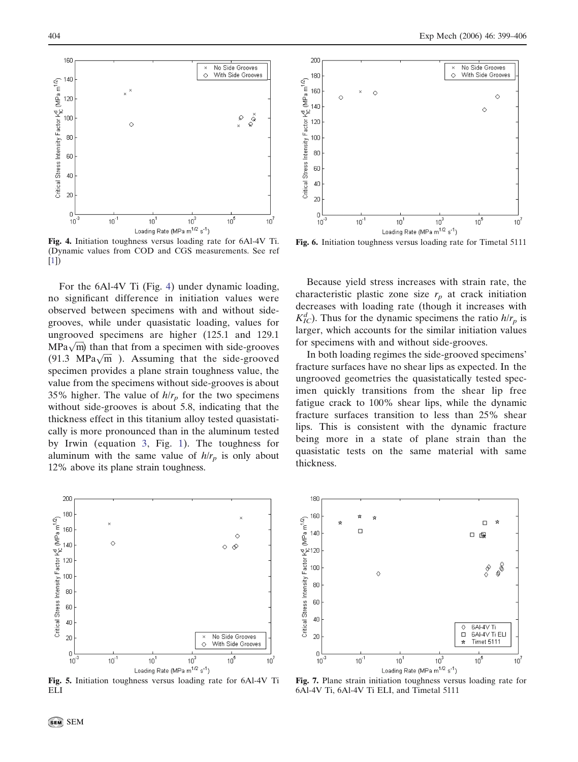Fig. 4. Initiation toughness versus loading rate for 6Al-4V Ti. (Dynamic values from COD and CGS measurements. See ref [1])

Fig. 6. Initiation toughness versus loading rate for Timetal 5111

For the 6Al-4V Ti (Fig. 4) under dynamic loading, no significant difference in initiation values were observed between specimens with and without side-grooves, while under quasistatic loading, values for ungrooved specimens are higher (125.1 and 129.1 $\mathrm{MPa}\sqrt{\mathrm{m}}$) than that from a specimen with side-grooves (91.3 $\mathrm{MPa}\sqrt{\mathrm{m}}$ ). Assuming that the side-grooved specimen provides a plane strain toughness value, the value from the specimens without side-grooves is about 35% higher. The value of $h/r_p$ for the two specimens without side-grooves is about 5.8, indicating that the thickness effect in this titanium alloy tested quasistatically is more pronounced than in the aluminum tested by Irwin (equation 3, Fig. 1). The toughness for aluminum with the same value of $h/r_p$ is only about 12% above its plane strain toughness.

Because yield stress increases with strain rate, the characteristic plastic zone size $r_p$ at crack initiation decreases with loading rate (though it increases with $K_{IC}^d$). Thus for the dynamic specimens the ratio $h/r_p$ is larger, which accounts for the similar initiation values for specimens with and without side-grooves.

In both loading regimes the side-grooved specimens' fracture surfaces have no shear lips as expected. In the ungrooved geometries the quasistatically tested specimen quickly transitions from the shear lip free fatigue crack to 100% shear lips, while the dynamic fracture surfaces transition to less than 25% shear lips. This is consistent with the dynamic fracture being more in a state of plane strain than the quasistatic tests on the same material with same thickness.

Fig. 5. Initiation toughness versus loading rate for 6Al-4V Ti ELI

Fig. 7. Plane strain initiation toughness versus loading rate for 6Al-4V Ti, 6Al-4V Ti ELI, and Timetal 5111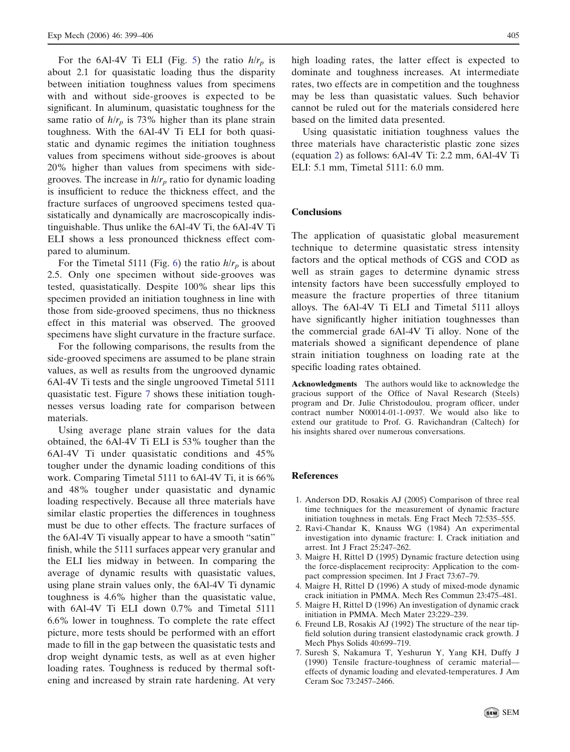For the 6Al-4V Ti ELI (Fig. 5) the ratio $h/r_p$ is about 2.1 for quasistatic loading thus the disparity between initiation toughness values from specimens with and without side-grooves is expected to be significant. In aluminum, quasistatic toughness for the same ratio of $h/r_p$ is 73% higher than its plane strain toughness. With the 6Al-4V Ti ELI for both quasistatic and dynamic regimes the initiation toughness values from specimens without side-grooves is about 20% higher than values from specimens with side-grooves. The increase in $h/r_p$ ratio for dynamic loading is insufficient to reduce the thickness effect, and the fracture surfaces of ungrooved specimens tested quasistatically and dynamically are macroscopically indistinguishable. Thus unlike the 6Al-4V Ti, the 6Al-4V Ti ELI shows a less pronounced thickness effect compared to aluminum.

For the Timetal 5111 (Fig. 6) the ratio $h/r_p$ is about 2.5. Only one specimen without side-grooves was tested, quasistatically. Despite 100% shear lips this specimen provided an initiation toughness in line with those from side-grooved specimens, thus no thickness effect in this material was observed. The grooved specimens have slight curvature in the fracture surface.

For the following comparisons, the results from the side-grooved specimens are assumed to be plane strain values, as well as results from the ungrooved dynamic 6Al-4V Ti tests and the single ungrooved Timetal 5111 quasistatic test. Figure 7 shows these initiation toughnesses versus loading rate for comparison between materials.

Using average plane strain values for the data obtained, the 6Al-4V Ti ELI is 53% tougher than the 6Al-4V Ti under quasistatic conditions and 45% tougher under the dynamic loading conditions of this work. Comparing Timetal 5111 to 6Al-4V Ti, it is 66% and 48% tougher under quasistatic and dynamic loading respectively. Because all three materials have similar elastic properties the differences in toughness must be due to other effects. The fracture surfaces of the 6Al-4V Ti visually appear to have a smooth "satin" finish, while the 5111 surfaces appear very granular and the ELI lies midway in between. In comparing the average of dynamic results with quasistatic values, using plane strain values only, the 6Al-4V Ti dynamic toughness is 4.6% higher than the quasistatic value, with 6Al-4V Ti ELI down 0.7% and Timetal 5111 6.6% lower in toughness. To complete the rate effect picture, more tests should be performed with an effort made to fill in the gap between the quasistatic tests and drop weight dynamic tests, as well as at even higher loading rates. Toughness is reduced by thermal softening and increased by strain rate hardening. At very high loading rates, the latter effect is expected to dominate and toughness increases. At intermediate rates, two effects are in competition and the toughness may be less than quasistatic values. Such behavior cannot be ruled out for the materials considered here based on the limited data presented.

Using quasistatic initiation toughness values the three materials have characteristic plastic zone sizes (equation 2) as follows: 6Al-4V Ti: 2.2 mm, 6Al-4V Ti ELI: 5.1 mm, Timetal 5111: 6.0 mm.

## Conclusions

The application of quasistatic global measurement technique to determine quasistatic stress intensity factors and the optical methods of CGS and COD as well as strain gages to determine dynamic stress intensity factors have been successfully employed to measure the fracture properties of three titanium alloys. The 6Al-4V Ti ELI and Timetal 5111 alloys have significantly higher initiation toughnesses than the commercial grade 6Al-4V Ti alloy. None of the materials showed a significant dependence of plane strain initiation toughness on loading rate at the specific loading rates obtained.

**Acknowledgments** The authors would like to acknowledge the gracious support of the Office of Naval Research (Steels) program and Dr. Julie Christodoulou, program officer, under contract number N00014-01-1-0937. We would also like to extend our gratitude to Prof. G. Ravichandran (Caltech) for his insights shared over numerous conversations.

## References

1. Anderson DD, Rosakis AJ (2005) Comparison of three real time techniques for the measurement of dynamic fracture initiation toughness in metals. Eng Fract Mech 72:535–555.
2. Ravi-Chandar K, Knauss WG (1984) An experimental investigation into dynamic fracture: I. Crack initiation and arrest. Int J Fract 25:247–262.
3. Maigre H, Rittel D (1995) Dynamic fracture detection using the force-displacement reciprocity: Application to the compact compression specimen. Int J Fract 73:67–79.
4. Maigre H, Rittel D (1996) A study of mixed-mode dynamic crack initiation in PMMA. Mech Res Commun 23:475–481.
5. Maigre H, Rittel D (1996) An investigation of dynamic crack initiation in PMMA. Mech Mater 23:229–239.
6. Freund LB, Rosakis AJ (1992) The structure of the near tip-field solution during transient elastodynamic crack growth. J Mech Phys Solids 40:699–719.
7. Suresh S, Nakamura T, Yeshurun Y, Yang KH, Duffy J (1990) Tensile fracture-toughness of ceramic material—effects of dynamic loading and elevated-temperatures. J Am Ceram Soc 73:2457–2466.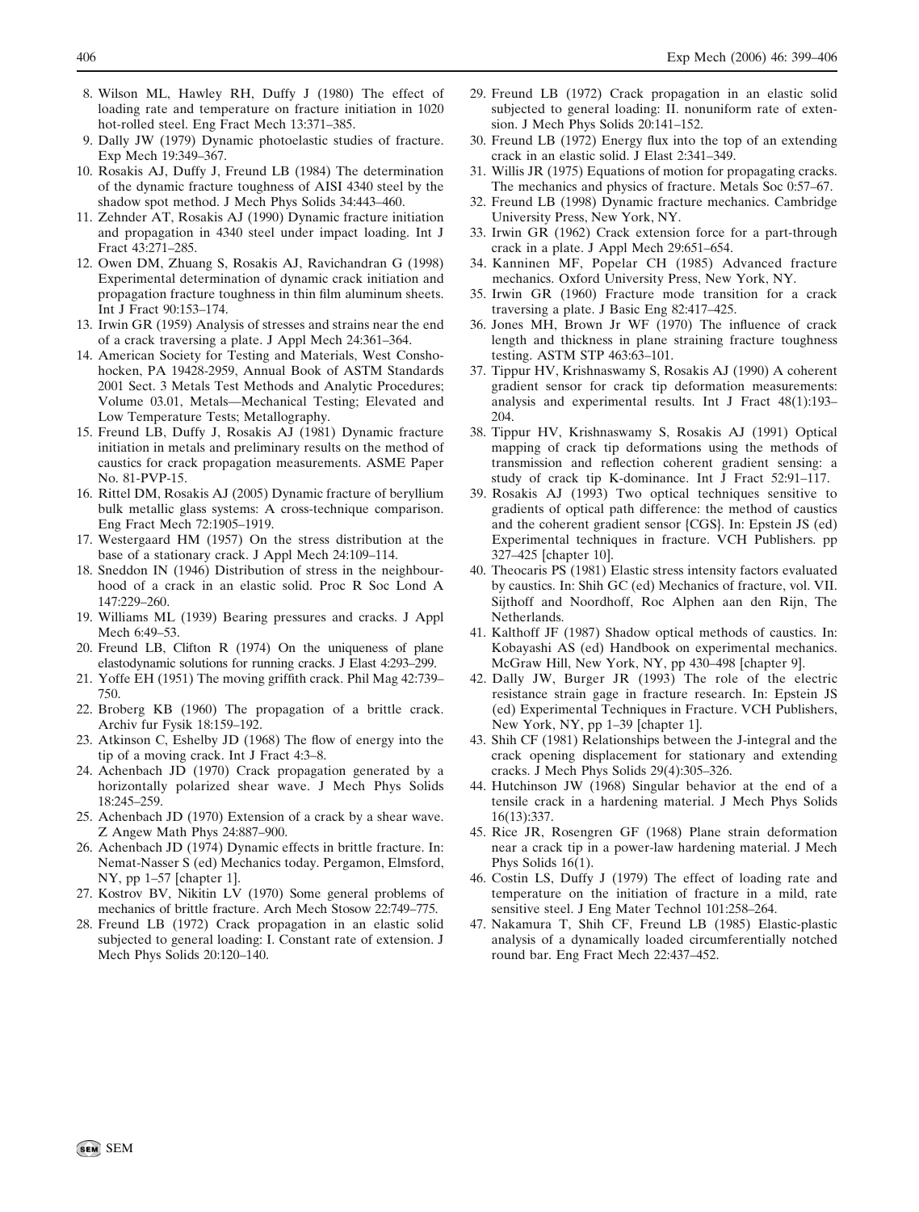8. Wilson ML, Hawley RH, Duffy J (1980) The effect of loading rate and temperature on fracture initiation in 1020 hot-rolled steel. Eng Fract Mech 13:371–385.
9. Dally JW (1979) Dynamic photoelastic studies of fracture. Exp Mech 19:349–367.
10. Rosakis AJ, Duffy J, Freund LB (1984) The determination of the dynamic fracture toughness of AISI 4340 steel by the shadow spot method. J Mech Phys Solids 34:443–460.
11. Zehnder AT, Rosakis AJ (1990) Dynamic fracture initiation and propagation in 4340 steel under impact loading. Int J Fract 43:271–285.
12. Owen DM, Zhuang S, Rosakis AJ, Ravichandran G (1998) Experimental determination of dynamic crack initiation and propagation fracture toughness in thin film aluminum sheets. Int J Fract 90:153–174.
13. Irwin GR (1959) Analysis of stresses and strains near the end of a crack traversing a plate. J Appl Mech 24:361–364.
14. American Society for Testing and Materials, West Conshohocken, PA 19428-2959, Annual Book of ASTM Standards 2001 Sect. 3 Metals Test Methods and Analytic Procedures; Volume 03.01, Metals—Mechanical Testing; Elevated and Low Temperature Tests; Metallography.
15. Freund LB, Duffy J, Rosakis AJ (1981) Dynamic fracture initiation in metals and preliminary results on the method of caustics for crack propagation measurements. ASME Paper No. 81-PVP-15.
16. Rittel DM, Rosakis AJ (2005) Dynamic fracture of beryllium bulk metallic glass systems: A cross-technique comparison. Eng Fract Mech 72:1905–1919.
17. Westergaard HM (1957) On the stress distribution at the base of a stationary crack. J Appl Mech 24:109–114.
18. Sneddon IN (1946) Distribution of stress in the neighbourhood of a crack in an elastic solid. Proc R Soc Lond A 147:229–260.
19. Williams ML (1939) Bearing pressures and cracks. J Appl Mech 6:49–53.
20. Freund LB, Clifton R (1974) On the uniqueness of plane elastodynamic solutions for running cracks. J Elast 4:293–299.
21. Yoffe EH (1951) The moving griffith crack. Phil Mag 42:739–750.
22. Broberg KB (1960) The propagation of a brittle crack. Archiv fur Fysik 18:159–192.
23. Atkinson C, Eshelby JD (1968) The flow of energy into the tip of a moving crack. Int J Fract 4:3–8.
24. Achenbach JD (1970) Crack propagation generated by a horizontally polarized shear wave. J Mech Phys Solids 18:245–259.
25. Achenbach JD (1970) Extension of a crack by a shear wave. Z Angew Math Phys 24:887–900.
26. Achenbach JD (1974) Dynamic effects in brittle fracture. In: Nemat-Nasser S (ed) Mechanics today. Pergamon, Elmsford, NY, pp 1–57 [chapter 1].
27. Kostrov BV, Nikitin LV (1970) Some general problems of mechanics of brittle fracture. Arch Mech Stosow 22:749–775.
28. Freund LB (1972) Crack propagation in an elastic solid subjected to general loading: I. Constant rate of extension. J Mech Phys Solids 20:120–140.
29. Freund LB (1972) Crack propagation in an elastic solid subjected to general loading: II. nonuniform rate of extension. J Mech Phys Solids 20:141–152.
30. Freund LB (1972) Energy flux into the top of an extending crack in an elastic solid. J Elast 2:341–349.
31. Willis JR (1975) Equations of motion for propagating cracks. The mechanics and physics of fracture. Metals Soc 0:57–67.
32. Freund LB (1998) Dynamic fracture mechanics. Cambridge University Press, New York, NY.
33. Irwin GR (1962) Crack extension force for a part-through crack in a plate. J Appl Mech 29:651–654.
34. Kanninen MF, Popelar CH (1985) Advanced fracture mechanics. Oxford University Press, New York, NY.
35. Irwin GR (1960) Fracture mode transition for a crack traversing a plate. J Basic Eng 82:417–425.
36. Jones MH, Brown Jr WF (1970) The influence of crack length and thickness in plane straining fracture toughness testing. ASTM STP 463:63–101.
37. Tippur HV, Krishnaswamy S, Rosakis AJ (1990) A coherent gradient sensor for crack tip deformation measurements: analysis and experimental results. Int J Fract 48(1):193–204.
38. Tippur HV, Krishnaswamy S, Rosakis AJ (1991) Optical mapping of crack tip deformations using the methods of transmission and reflection coherent gradient sensing: a study of crack tip K-dominance. Int J Fract 52:91–117.
39. Rosakis AJ (1993) Two optical techniques sensitive to gradients of optical path difference: the method of caustics and the coherent gradient sensor {CGS}. In: Epstein JS (ed) Experimental techniques in fracture. VCH Publishers. pp 327–425 [chapter 10].
40. Theocaris PS (1981) Elastic stress intensity factors evaluated by caustics. In: Shih GC (ed) Mechanics of fracture, vol. VII. Sijthoff and Noordhoff, Roc Alphen aan den Rijn, The Netherlands.
41. Kalthoff JF (1987) Shadow optical methods of caustics. In: Kobayashi AS (ed) Handbook on experimental mechanics. McGraw Hill, New York, NY, pp 430–498 [chapter 9].
42. Dally JW, Burger JR (1993) The role of the electric resistance strain gage in fracture research. In: Epstein JS (ed) Experimental Techniques in Fracture. VCH Publishers, New York, NY, pp 1–39 [chapter 1].
43. Shih CF (1981) Relationships between the J-integral and the crack opening displacement for stationary and extending cracks. J Mech Phys Solids 29(4):305–326.
44. Hutchinson JW (1968) Singular behavior at the end of a tensile crack in a hardening material. J Mech Phys Solids 16(13):337.
45. Rice JR, Rosengren GF (1968) Plane strain deformation near a crack tip in a power-law hardening material. J Mech Phys Solids 16(1).
46. Costin LS, Duffy J (1979) The effect of loading rate and temperature on the initiation of fracture in a mild, rate sensitive steel. J Eng Mater Technol 101:258–264.
47. Nakamura T, Shih CF, Freund LB (1985) Elastic-plastic analysis of a dynamically loaded circumferentially notched round bar. Eng Fract Mech 22:437–452.